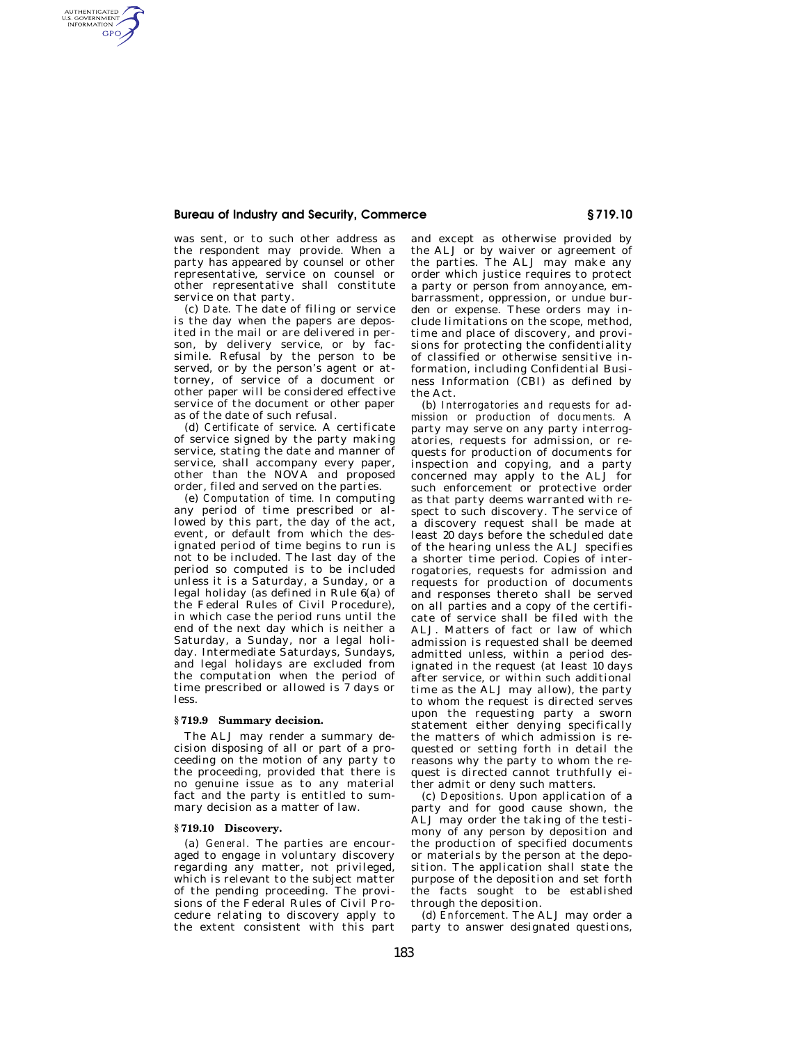was sent, or to such other address as the respondent may provide. When a party has appeared by counsel or other representative, service on counsel or other representative shall constitute service on that party.

(c) *Date.* The date of filing or service is the day when the papers are deposited in the mail or are delivered in person, by delivery service, or by facsimile. Refusal by the person to be served, or by the person's agent or attorney, of service of a document or other paper will be considered effective service of the document or other paper as of the date of such refusal.

(d) *Certificate of service.* A certificate of service signed by the party making service, stating the date and manner of service, shall accompany every paper, other than the NOVA and proposed order, filed and served on the parties.

(e) *Computation of time.* In computing any period of time prescribed or allowed by this part, the day of the act, event, or default from which the designated period of time begins to run is not to be included. The last day of the period so computed is to be included unless it is a Saturday, a Sunday, or a legal holiday (as defined in Rule 6(a) of the Federal Rules of Civil Procedure), in which case the period runs until the end of the next day which is neither a Saturday, a Sunday, nor a legal holiday. Intermediate Saturdays, Sundays, and legal holidays are excluded from the computation when the period of time prescribed or allowed is 7 days or less.

## § 719.9 Summary decision.

The ALJ may render a summary decision disposing of all or part of a proceeding on the motion of any party to the proceeding, provided that there is no genuine issue as to any material fact and the party is entitled to summary decision as a matter of law.

## § 719.10 Discovery.

(a) *General.* The parties are encouraged to engage in voluntary discovery regarding any matter, not privileged, which is relevant to the subject matter of the pending proceeding. The provisions of the Federal Rules of Civil Procedure relating to discovery apply to the extent consistent with this part and except as otherwise provided by the ALJ or by waiver or agreement of the parties. The ALJ may make any order which justice requires to protect a party or person from annoyance, embarrassment, oppression, or undue burden or expense. These orders may include limitations on the scope, method, time and place of discovery, and provisions for protecting the confidentiality of classified or otherwise sensitive information, including Confidential Business Information (CBI) as defined by the Act.

(b) *Interrogatories and requests for admission or production of documents.* A party may serve on any party interrogatories, requests for admission, or requests for production of documents for inspection and copying, and a party concerned may apply to the ALJ for such enforcement or protective order as that party deems warranted with respect to such discovery. The service of a discovery request shall be made at least 20 days before the scheduled date of the hearing unless the ALJ specifies a shorter time period. Copies of interrogatories, requests for admission and requests for production of documents and responses thereto shall be served on all parties and a copy of the certificate of service shall be filed with the ALJ. Matters of fact or law of which admission is requested shall be deemed admitted unless, within a period designated in the request (at least 10 days after service, or within such additional time as the ALJ may allow), the party to whom the request is directed serves upon the requesting party a sworn statement either denying specifically the matters of which admission is requested or setting forth in detail the reasons why the party to whom the request is directed cannot truthfully either admit or deny such matters.

(c) *Depositions.* Upon application of a party and for good cause shown, the ALJ may order the taking of the testimony of any person by deposition and the production of specified documents or materials by the person at the deposition. The application shall state the purpose of the deposition and set forth the facts sought to be established through the deposition.

(d) *Enforcement.* The ALJ may order a party to answer designated questions,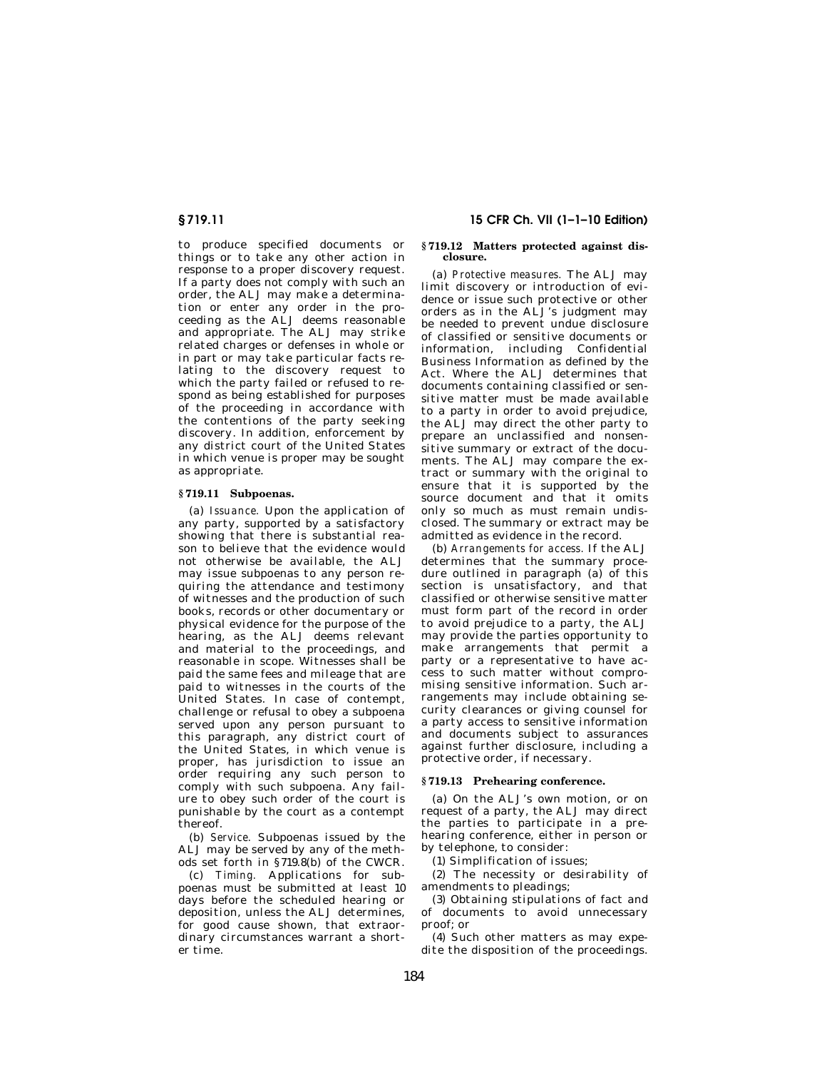to produce specified documents or things or to take any other action in response to a proper discovery request. If a party does not comply with such an order, the ALJ may make a determination or enter any order in the proceeding as the ALJ deems reasonable and appropriate. The ALJ may strike related charges or defenses in whole or in part or may take particular facts relating to the discovery request to which the party failed or refused to respond as being established for purposes of the proceeding in accordance with the contentions of the party seeking discovery. In addition, enforcement by any district court of the United States in which venue is proper may be sought as appropriate.

### § 719.11 Subpoenas.

(a) *Issuance.* Upon the application of any party, supported by a satisfactory showing that there is substantial reason to believe that the evidence would not otherwise be available, the ALJ may issue subpoenas to any person requiring the attendance and testimony of witnesses and the production of such books, records or other documentary or physical evidence for the purpose of the hearing, as the ALJ deems relevant and material to the proceedings, and reasonable in scope. Witnesses shall be paid the same fees and mileage that are paid to witnesses in the courts of the United States. In case of contempt, challenge or refusal to obey a subpoena served upon any person pursuant to this paragraph, any district court of the United States, in which venue is proper, has jurisdiction to issue an order requiring any such person to comply with such subpoena. Any failure to obey such order of the court is punishable by the court as a contempt thereof.

(b) *Service.* Subpoenas issued by the ALJ may be served by any of the methods set forth in §719.8(b) of the CWCR.

(c) *Timing.* Applications for subpoenas must be submitted at least 10 days before the scheduled hearing or deposition, unless the ALJ determines, for good cause shown, that extraordinary circumstances warrant a shorter time.

### § 719.12 Matters protected against disclosure.

(a) *Protective measures.* The ALJ may limit discovery or introduction of evidence or issue such protective or other orders as in the ALJ's judgment may be needed to prevent undue disclosure of classified or sensitive documents or information, including Confidential Business Information as defined by the Act. Where the ALJ determines that documents containing classified or sensitive matter must be made available to a party in order to avoid prejudice, the ALJ may direct the other party to prepare an unclassified and nonsensitive summary or extract of the documents. The ALJ may compare the extract or summary with the original to ensure that it is supported by the source document and that it omits only so much as must remain undisclosed. The summary or extract may be admitted as evidence in the record.

(b) *Arrangements for access.* If the ALJ determines that the summary procedure outlined in paragraph (a) of this section is unsatisfactory, and that classified or otherwise sensitive matter must form part of the record in order to avoid prejudice to a party, the ALJ may provide the parties opportunity to make arrangements that permit a party or a representative to have access to such matter without compromising sensitive information. Such arrangements may include obtaining security clearances or giving counsel for a party access to sensitive information and documents subject to assurances against further disclosure, including a protective order, if necessary.

### § 719.13 Prehearing conference.

(a) On the ALJ's own motion, or on request of a party, the ALJ may direct the parties to participate in a prehearing conference, either in person or by telephone, to consider:

(1) Simplification of issues;

(2) The necessity or desirability of amendments to pleadings;

(3) Obtaining stipulations of fact and of documents to avoid unnecessary proof; or

(4) Such other matters as may expedite the disposition of the proceedings.